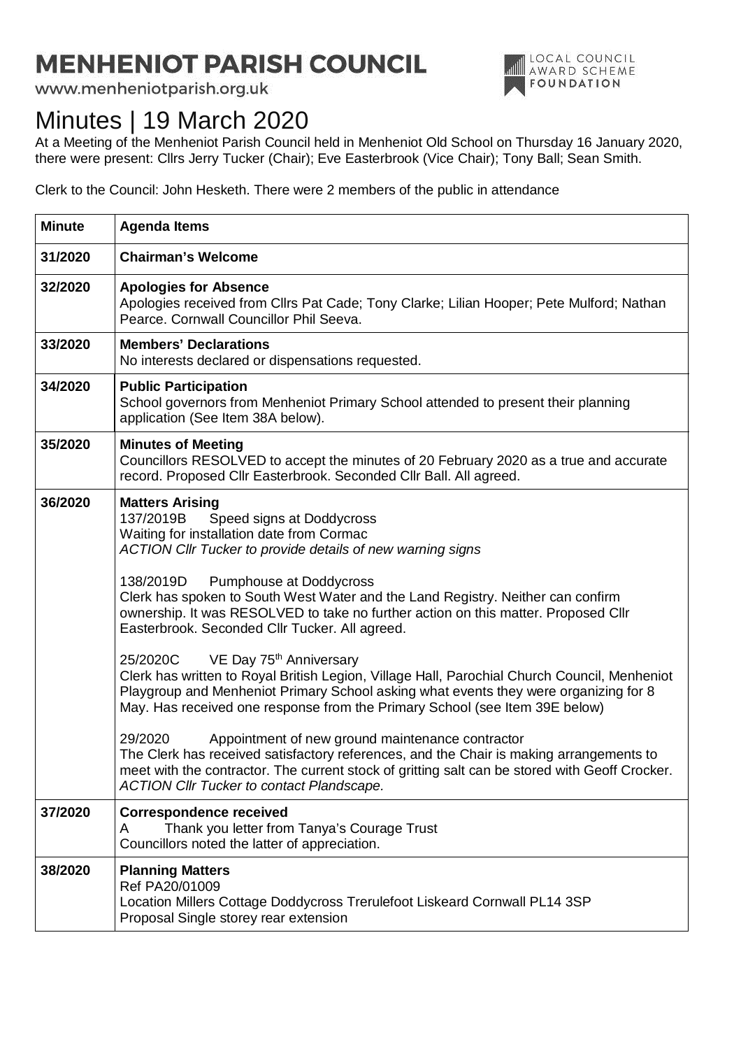# MENHENIOT PARISH COUNCIL

www.menheniotparish.org.uk

LOCAL COUNCIL AWARD SCHEME FOUNDATION

# Minutes | 19 March 2020

At a Meeting of the Menheniot Parish Council held in Menheniot Old School on Thursday 16 January 2020, there were present: Cllrs Jerry Tucker (Chair); Eve Easterbrook (Vice Chair); Tony Ball; Sean Smith.

Clerk to the Council: John Hesketh. There were 2 members of the public in attendance

| Minute | Agenda Items |
|---|---|
| 31/2020 | **Chairman's Welcome** |
| 32/2020 | **Apologies for Absence**<br>Apologies received from Cllrs Pat Cade; Tony Clarke; Lilian Hooper; Pete Mulford; Nathan Pearce. Cornwall Councillor Phil Seeva. |
| 33/2020 | **Members' Declarations**<br>No interests declared or dispensations requested. |
| 34/2020 | **Public Participation**<br>School governors from Menheniot Primary School attended to present their planning application (See Item 38A below). |
| 35/2020 | **Minutes of Meeting**<br>Councillors RESOLVED to accept the minutes of 20 February 2020 as a true and accurate record. Proposed Cllr Easterbrook. Seconded Cllr Ball. All agreed. |
| 36/2020 | **Matters Arising**<br>137/2019B Speed signs at Doddycross<br>Waiting for installation date from Cormac<br>*ACTION Cllr Tucker to provide details of new warning signs*<br><br>138/2019D Pumphouse at Doddycross<br>Clerk has spoken to South West Water and the Land Registry. Neither can confirm ownership. It was RESOLVED to take no further action on this matter. Proposed Cllr Easterbrook. Seconded Cllr Tucker. All agreed.<br><br>25/2020C VE Day 75th Anniversary<br>Clerk has written to Royal British Legion, Village Hall, Parochial Church Council, Menheniot Playgroup and Menheniot Primary School asking what events they were organizing for 8 May. Has received one response from the Primary School (see Item 39E below)<br><br>29/2020 Appointment of new ground maintenance contractor<br>The Clerk has received satisfactory references, and the Chair is making arrangements to meet with the contractor. The current stock of gritting salt can be stored with Geoff Crocker.<br>*ACTION Cllr Tucker to contact Plandscape.* |
| 37/2020 | **Correspondence received**<br>A Thank you letter from Tanya's Courage Trust<br>Councillors noted the latter of appreciation. |
| 38/2020 | **Planning Matters**<br>Ref PA20/01009<br>Location Millers Cottage Doddycross Trerulefoot Liskeard Cornwall PL14 3SP<br>Proposal Single storey rear extension |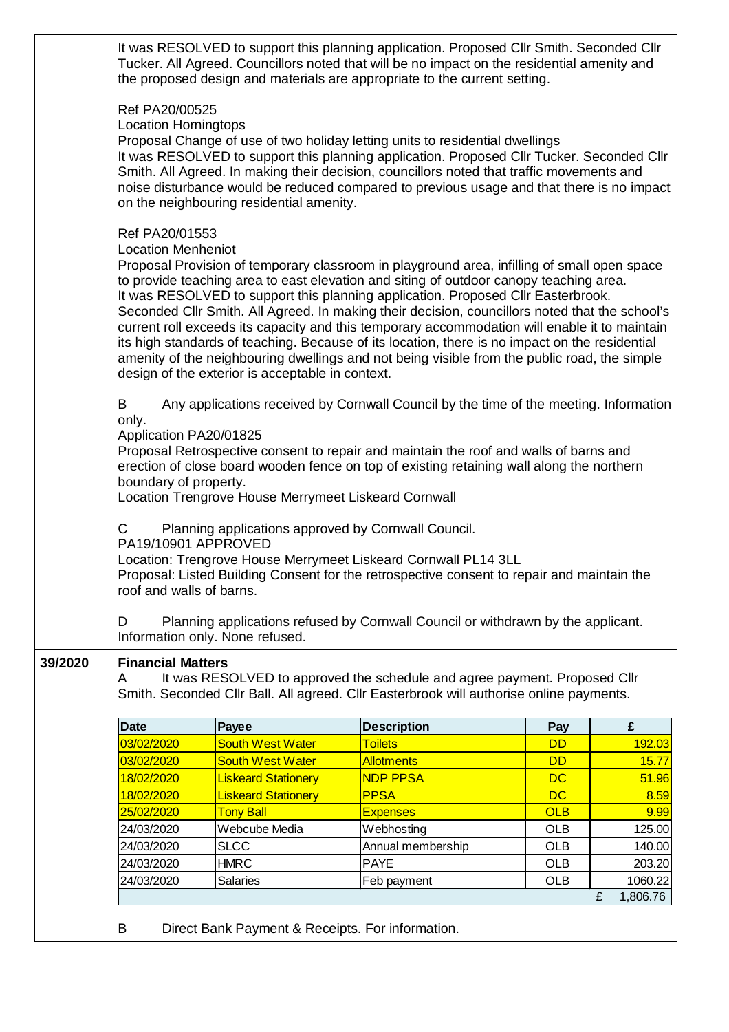It was RESOLVED to support this planning application. Proposed Cllr Smith. Seconded Cllr Tucker. All Agreed. Councillors noted that will be no impact on the residential amenity and the proposed design and materials are appropriate to the current setting.

Ref PA20/00525
Location Horningtops
Proposal Change of use of two holiday letting units to residential dwellings
It was RESOLVED to support this planning application. Proposed Cllr Tucker. Seconded Cllr Smith. All Agreed. In making their decision, councillors noted that traffic movements and noise disturbance would be reduced compared to previous usage and that there is no impact on the neighbouring residential amenity.

Ref PA20/01553
Location Menheniot
Proposal Provision of temporary classroom in playground area, infilling of small open space to provide teaching area to east elevation and siting of outdoor canopy teaching area.
It was RESOLVED to support this planning application. Proposed Cllr Easterbrook. Seconded Cllr Smith. All Agreed. In making their decision, councillors noted that the school's current roll exceeds its capacity and this temporary accommodation will enable it to maintain its high standards of teaching. Because of its location, there is no impact on the residential amenity of the neighbouring dwellings and not being visible from the public road, the simple design of the exterior is acceptable in context.

B Any applications received by Cornwall Council by the time of the meeting. Information only.
Application PA20/01825
Proposal Retrospective consent to repair and maintain the roof and walls of barns and erection of close board wooden fence on top of existing retaining wall along the northern boundary of property.
Location Trengrove House Merrymeet Liskeard Cornwall

C Planning applications approved by Cornwall Council.
PA19/10901 APPROVED
Location: Trengrove House Merrymeet Liskeard Cornwall PL14 3LL
Proposal: Listed Building Consent for the retrospective consent to repair and maintain the roof and walls of barns.

D Planning applications refused by Cornwall Council or withdrawn by the applicant. Information only. None refused.

**39/2020** **Financial Matters**

A It was RESOLVED to approved the schedule and agree payment. Proposed Cllr Smith. Seconded Cllr Ball. All agreed. Cllr Easterbrook will authorise online payments.

| Date | Payee | Description | Pay | £ |
|---|---|---|---|---|
| 03/02/2020 | South West Water | Toilets | DD | 192.03 |
| 03/02/2020 | South West Water | Allotments | DD | 15.77 |
| 18/02/2020 | Liskeard Stationery | NDP PPSA | DC | 51.96 |
| 18/02/2020 | Liskeard Stationery | PPSA | DC | 8.59 |
| 25/02/2020 | Tony Ball | Expenses | OLB | 9.99 |
| 24/03/2020 | Webcube Media | Webhosting | OLB | 125.00 |
| 24/03/2020 | SLCC | Annual membership | OLB | 140.00 |
| 24/03/2020 | HMRC | PAYE | OLB | 203.20 |
| 24/03/2020 | Salaries | Feb payment | OLB | 1060.22 |
| | | | | £ 1,806.76 |

B Direct Bank Payment & Receipts. For information.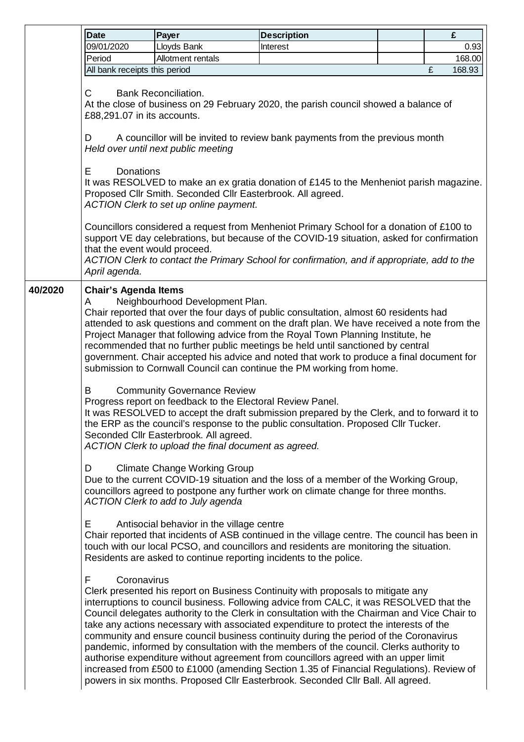| Date | Payer | Description | | £ |
|---|---|---|---|---|
| 09/01/2020 | Lloyds Bank | Interest | | 0.93 |
| Period | Allotment rentals | | | 168.00 |
| All bank receipts this period | | | | £ 168.93 |

C Bank Reconciliation.
At the close of business on 29 February 2020, the parish council showed a balance of £88,291.07 in its accounts.

D A councillor will be invited to review bank payments from the previous month
*Held over until next public meeting*

E Donations
It was RESOLVED to make an ex gratia donation of £145 to the Menheniot parish magazine. Proposed Cllr Smith. Seconded Cllr Easterbrook. All agreed.
*ACTION Clerk to set up online payment.*

Councillors considered a request from Menheniot Primary School for a donation of £100 to support VE day celebrations, but because of the COVID-19 situation, asked for confirmation that the event would proceed.
*ACTION Clerk to contact the Primary School for confirmation, and if appropriate, add to the April agenda.*

**40/2020**

**Chair's Agenda Items**

A Neighbourhood Development Plan.
Chair reported that over the four days of public consultation, almost 60 residents had attended to ask questions and comment on the draft plan. We have received a note from the Project Manager that following advice from the Royal Town Planning Institute, he recommended that no further public meetings be held until sanctioned by central government. Chair accepted his advice and noted that work to produce a final document for submission to Cornwall Council can continue the PM working from home.

B Community Governance Review
Progress report on feedback to the Electoral Review Panel.
It was RESOLVED to accept the draft submission prepared by the Clerk, and to forward it to the ERP as the council's response to the public consultation. Proposed Cllr Tucker. Seconded Cllr Easterbrook. All agreed.
*ACTION Clerk to upload the final document as agreed.*

D Climate Change Working Group
Due to the current COVID-19 situation and the loss of a member of the Working Group, councillors agreed to postpone any further work on climate change for three months.
*ACTION Clerk to add to July agenda*

E Antisocial behavior in the village centre
Chair reported that incidents of ASB continued in the village centre. The council has been in touch with our local PCSO, and councillors and residents are monitoring the situation. Residents are asked to continue reporting incidents to the police.

F Coronavirus
Clerk presented his report on Business Continuity with proposals to mitigate any interruptions to council business. Following advice from CALC, it was RESOLVED that the Council delegates authority to the Clerk in consultation with the Chairman and Vice Chair to take any actions necessary with associated expenditure to protect the interests of the community and ensure council business continuity during the period of the Coronavirus pandemic, informed by consultation with the members of the council. Clerks authority to authorise expenditure without agreement from councillors agreed with an upper limit increased from £500 to £1000 (amending Section 1.35 of Financial Regulations). Review of powers in six months. Proposed Cllr Easterbrook. Seconded Cllr Ball. All agreed.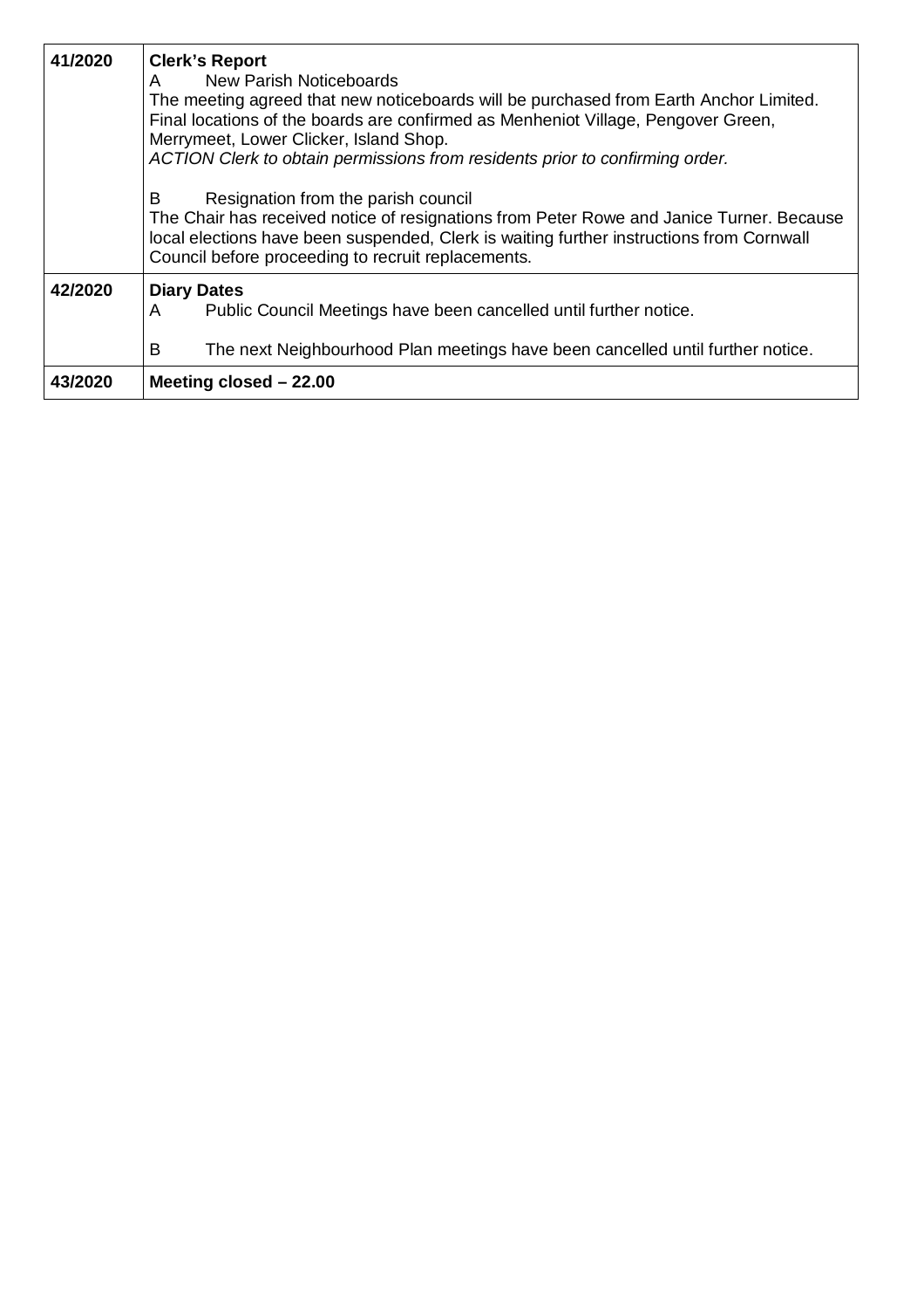| | |
|---|---|
| **41/2020** | **Clerk's Report**<br>A New Parish Noticeboards<br>The meeting agreed that new noticeboards will be purchased from Earth Anchor Limited. Final locations of the boards are confirmed as Menheniot Village, Pengover Green, Merrymeet, Lower Clicker, Island Shop.<br>*ACTION Clerk to obtain permissions from residents prior to confirming order.*<br><br>B Resignation from the parish council<br>The Chair has received notice of resignations from Peter Rowe and Janice Turner. Because local elections have been suspended, Clerk is waiting further instructions from Cornwall Council before proceeding to recruit replacements. |
| **42/2020** | **Diary Dates**<br>A Public Council Meetings have been cancelled until further notice.<br><br>B The next Neighbourhood Plan meetings have been cancelled until further notice. |
| **43/2020** | **Meeting closed – 22.00** |